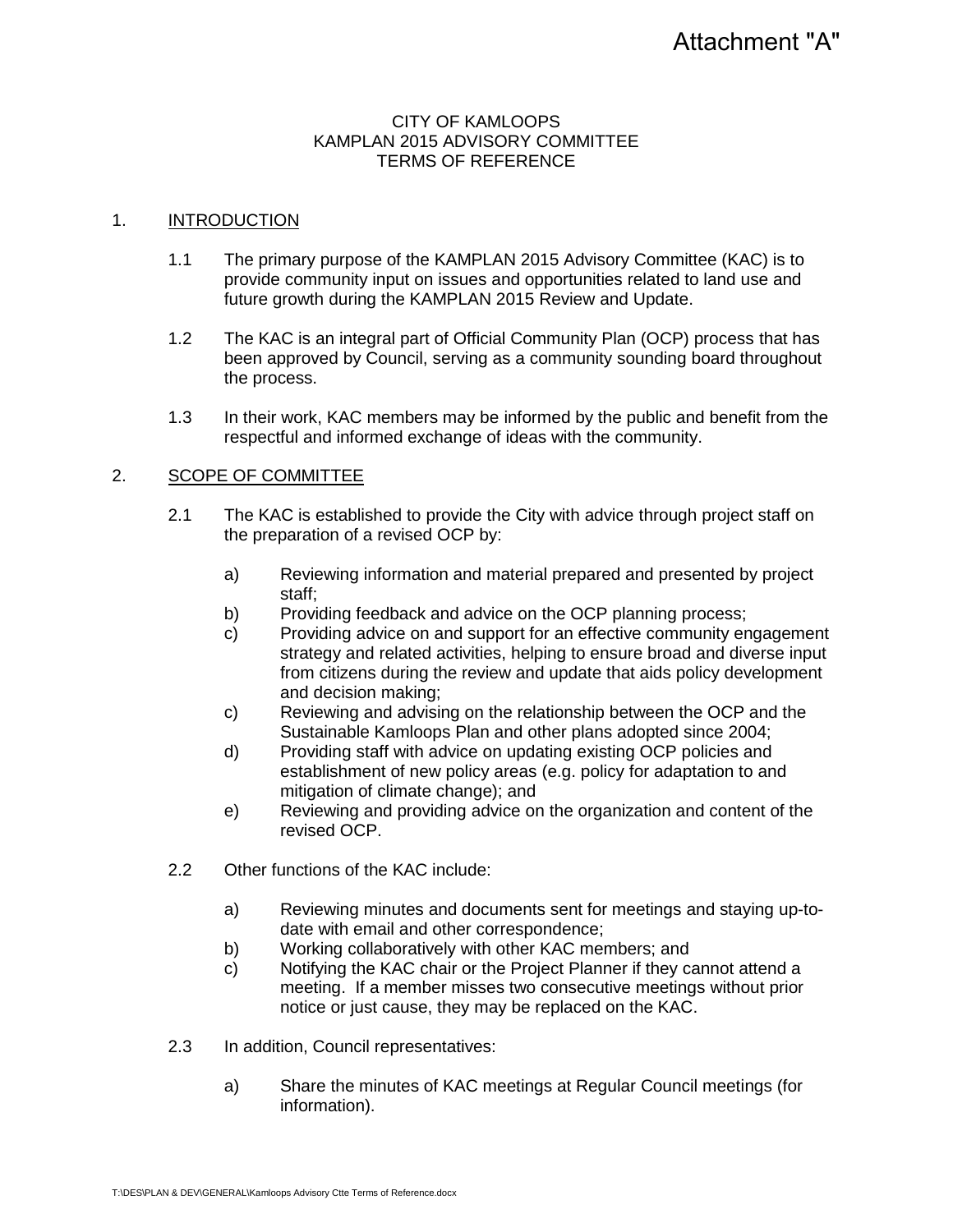Attachment "A"

CITY OF KAMLOOPS
KAMPLAN 2015 ADVISORY COMMITTEE
TERMS OF REFERENCE

## 1. INTRODUCTION

1.1 The primary purpose of the KAMPLAN 2015 Advisory Committee (KAC) is to provide community input on issues and opportunities related to land use and future growth during the KAMPLAN 2015 Review and Update.

1.2 The KAC is an integral part of Official Community Plan (OCP) process that has been approved by Council, serving as a community sounding board throughout the process.

1.3 In their work, KAC members may be informed by the public and benefit from the respectful and informed exchange of ideas with the community.

## 2. SCOPE OF COMMITTEE

2.1 The KAC is established to provide the City with advice through project staff on the preparation of a revised OCP by:

- a) Reviewing information and material prepared and presented by project staff;
- b) Providing feedback and advice on the OCP planning process;
- c) Providing advice on and support for an effective community engagement strategy and related activities, helping to ensure broad and diverse input from citizens during the review and update that aids policy development and decision making;
- c) Reviewing and advising on the relationship between the OCP and the Sustainable Kamloops Plan and other plans adopted since 2004;
- d) Providing staff with advice on updating existing OCP policies and establishment of new policy areas (e.g. policy for adaptation to and mitigation of climate change); and
- e) Reviewing and providing advice on the organization and content of the revised OCP.

2.2 Other functions of the KAC include:

- a) Reviewing minutes and documents sent for meetings and staying up-to-date with email and other correspondence;
- b) Working collaboratively with other KAC members; and
- c) Notifying the KAC chair or the Project Planner if they cannot attend a meeting. If a member misses two consecutive meetings without prior notice or just cause, they may be replaced on the KAC.

2.3 In addition, Council representatives:

- a) Share the minutes of KAC meetings at Regular Council meetings (for information).

T:\DES\PLAN & DEV\GENERAL\Kamloops Advisory Ctte Terms of Reference.docx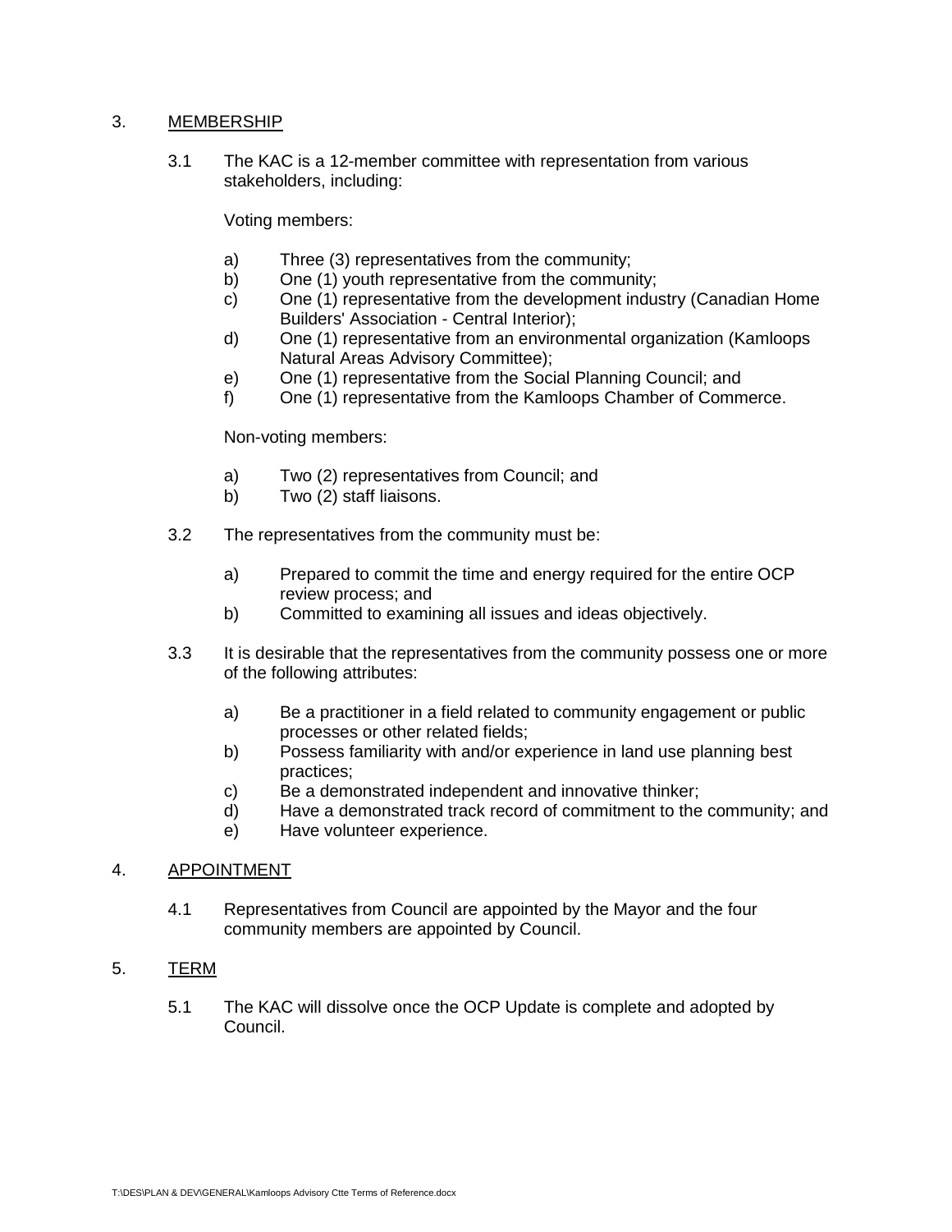## 3. MEMBERSHIP

3.1 The KAC is a 12-member committee with representation from various stakeholders, including:

Voting members:

a) Three (3) representatives from the community;
b) One (1) youth representative from the community;
c) One (1) representative from the development industry (Canadian Home Builders' Association - Central Interior);
d) One (1) representative from an environmental organization (Kamloops Natural Areas Advisory Committee);
e) One (1) representative from the Social Planning Council; and
f) One (1) representative from the Kamloops Chamber of Commerce.

Non-voting members:

a) Two (2) representatives from Council; and
b) Two (2) staff liaisons.

3.2 The representatives from the community must be:

a) Prepared to commit the time and energy required for the entire OCP review process; and
b) Committed to examining all issues and ideas objectively.

3.3 It is desirable that the representatives from the community possess one or more of the following attributes:

a) Be a practitioner in a field related to community engagement or public processes or other related fields;
b) Possess familiarity with and/or experience in land use planning best practices;
c) Be a demonstrated independent and innovative thinker;
d) Have a demonstrated track record of commitment to the community; and
e) Have volunteer experience.

## 4. APPOINTMENT

4.1 Representatives from Council are appointed by the Mayor and the four community members are appointed by Council.

## 5. TERM

5.1 The KAC will dissolve once the OCP Update is complete and adopted by Council.

T:\DES\PLAN & DEV\GENERAL\Kamloops Advisory Ctte Terms of Reference.docx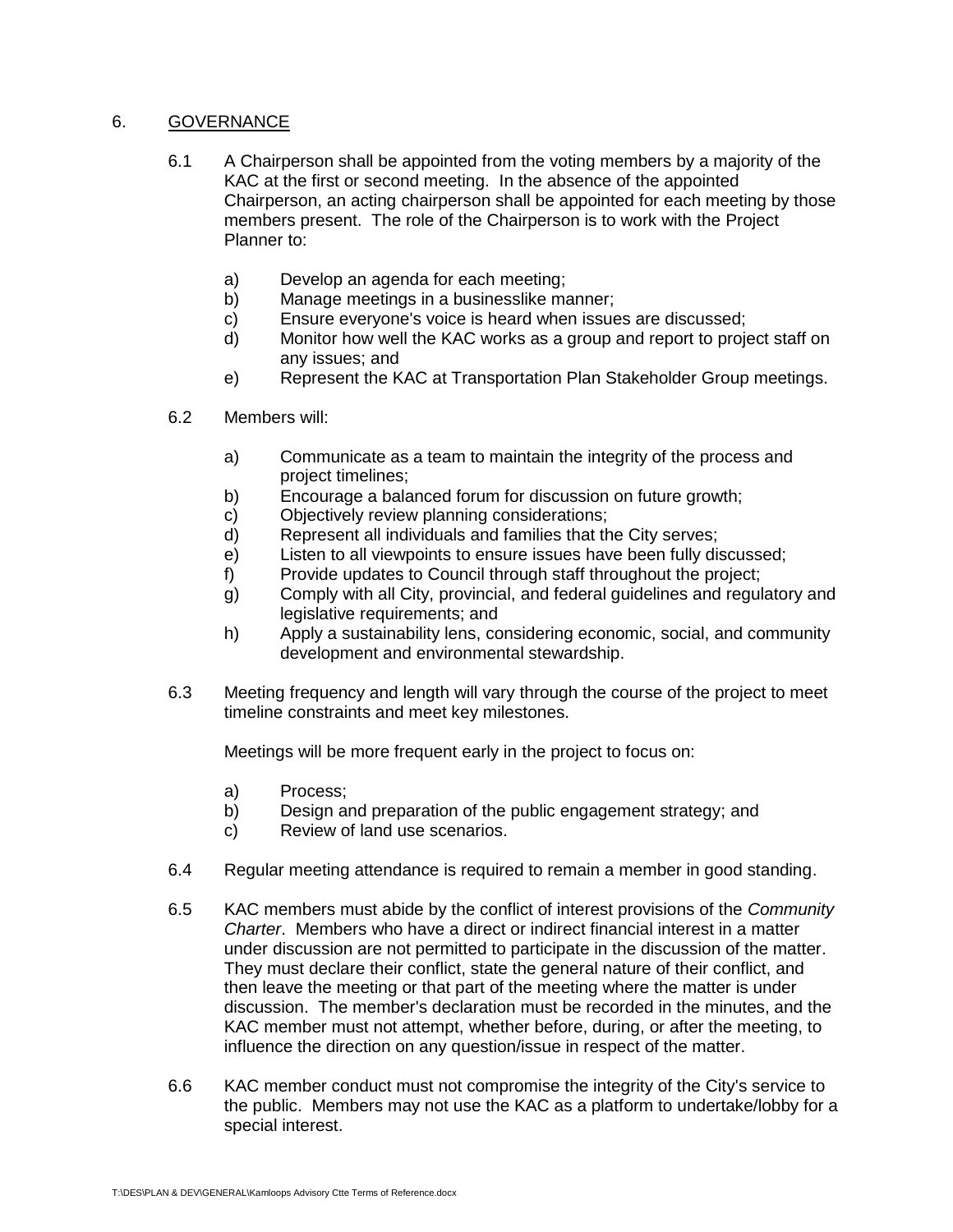## 6. GOVERNANCE

6.1 A Chairperson shall be appointed from the voting members by a majority of the KAC at the first or second meeting. In the absence of the appointed Chairperson, an acting chairperson shall be appointed for each meeting by those members present. The role of the Chairperson is to work with the Project Planner to:

a) Develop an agenda for each meeting;
b) Manage meetings in a businesslike manner;
c) Ensure everyone's voice is heard when issues are discussed;
d) Monitor how well the KAC works as a group and report to project staff on any issues; and
e) Represent the KAC at Transportation Plan Stakeholder Group meetings.

6.2 Members will:

a) Communicate as a team to maintain the integrity of the process and project timelines;
b) Encourage a balanced forum for discussion on future growth;
c) Objectively review planning considerations;
d) Represent all individuals and families that the City serves;
e) Listen to all viewpoints to ensure issues have been fully discussed;
f) Provide updates to Council through staff throughout the project;
g) Comply with all City, provincial, and federal guidelines and regulatory and legislative requirements; and
h) Apply a sustainability lens, considering economic, social, and community development and environmental stewardship.

6.3 Meeting frequency and length will vary through the course of the project to meet timeline constraints and meet key milestones.

Meetings will be more frequent early in the project to focus on:

a) Process;
b) Design and preparation of the public engagement strategy; and
c) Review of land use scenarios.

6.4 Regular meeting attendance is required to remain a member in good standing.

6.5 KAC members must abide by the conflict of interest provisions of the *Community Charter*. Members who have a direct or indirect financial interest in a matter under discussion are not permitted to participate in the discussion of the matter. They must declare their conflict, state the general nature of their conflict, and then leave the meeting or that part of the meeting where the matter is under discussion. The member's declaration must be recorded in the minutes, and the KAC member must not attempt, whether before, during, or after the meeting, to influence the direction on any question/issue in respect of the matter.

6.6 KAC member conduct must not compromise the integrity of the City's service to the public. Members may not use the KAC as a platform to undertake/lobby for a special interest.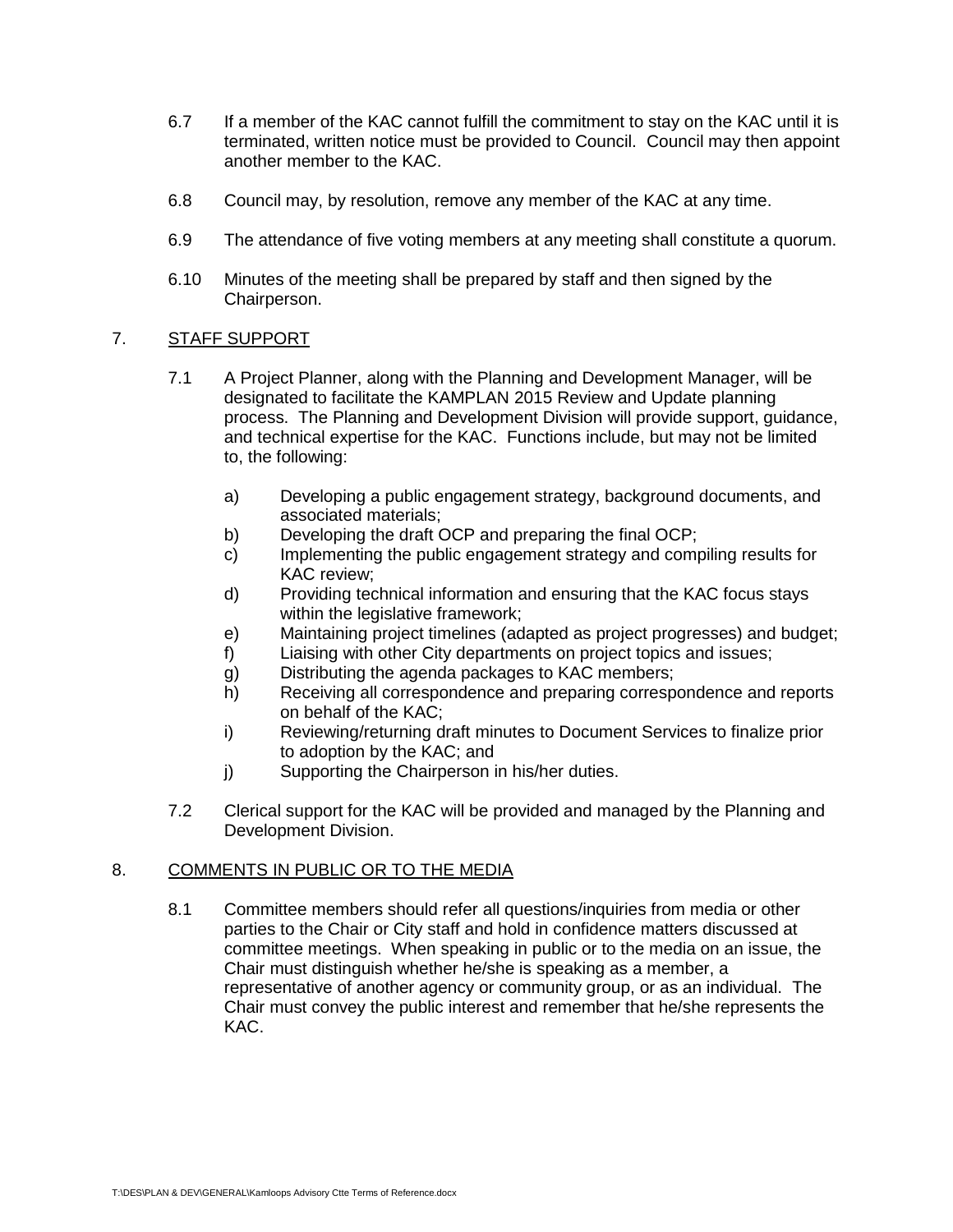6.7 If a member of the KAC cannot fulfill the commitment to stay on the KAC until it is terminated, written notice must be provided to Council. Council may then appoint another member to the KAC.

6.8 Council may, by resolution, remove any member of the KAC at any time.

6.9 The attendance of five voting members at any meeting shall constitute a quorum.

6.10 Minutes of the meeting shall be prepared by staff and then signed by the Chairperson.

## 7. STAFF SUPPORT

7.1 A Project Planner, along with the Planning and Development Manager, will be designated to facilitate the KAMPLAN 2015 Review and Update planning process. The Planning and Development Division will provide support, guidance, and technical expertise for the KAC. Functions include, but may not be limited to, the following:

a) Developing a public engagement strategy, background documents, and associated materials;
b) Developing the draft OCP and preparing the final OCP;
c) Implementing the public engagement strategy and compiling results for KAC review;
d) Providing technical information and ensuring that the KAC focus stays within the legislative framework;
e) Maintaining project timelines (adapted as project progresses) and budget;
f) Liaising with other City departments on project topics and issues;
g) Distributing the agenda packages to KAC members;
h) Receiving all correspondence and preparing correspondence and reports on behalf of the KAC;
i) Reviewing/returning draft minutes to Document Services to finalize prior to adoption by the KAC; and
j) Supporting the Chairperson in his/her duties.

7.2 Clerical support for the KAC will be provided and managed by the Planning and Development Division.

## 8. COMMENTS IN PUBLIC OR TO THE MEDIA

8.1 Committee members should refer all questions/inquiries from media or other parties to the Chair or City staff and hold in confidence matters discussed at committee meetings. When speaking in public or to the media on an issue, the Chair must distinguish whether he/she is speaking as a member, a representative of another agency or community group, or as an individual. The Chair must convey the public interest and remember that he/she represents the KAC.

T:\DES\PLAN & DEV\GENERAL\Kamloops Advisory Ctte Terms of Reference.docx